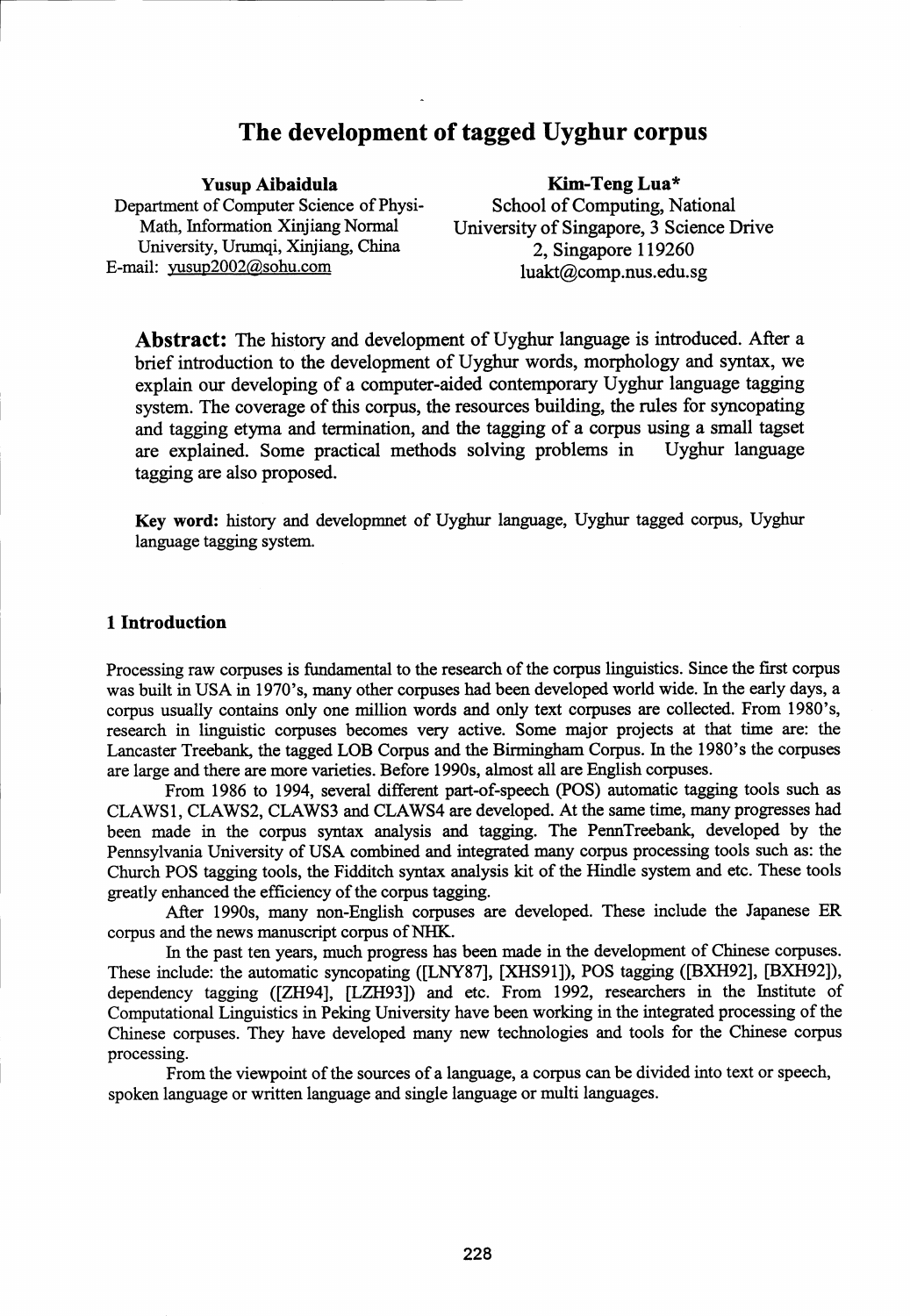# The development of tagged Uyghur corpus

**Yusup Aibaidula**
Department of Computer Science of Physi-Math, Information Xinjiang Normal University, Urumqi, Xinjiang, China
E-mail: yusup2002@sohu.com

**Kim-Teng Lua***
School of Computing, National University of Singapore, 3 Science Drive 2, Singapore 119260
luakt@comp.nus.edu.sg

**Abstract:** The history and development of Uyghur language is introduced. After a brief introduction to the development of Uyghur words, morphology and syntax, we explain our developing of a computer-aided contemporary Uyghur language tagging system. The coverage of this corpus, the resources building, the rules for syncopating and tagging etyma and termination, and the tagging of a corpus using a small tagset are explained. Some practical methods solving problems in Uyghur language tagging are also proposed.

**Key word:** history and developmnet of Uyghur language, Uyghur tagged corpus, Uyghur language tagging system.

## 1 Introduction

Processing raw corpuses is fundamental to the research of the corpus linguistics. Since the first corpus was built in USA in 1970's, many other corpuses had been developed world wide. In the early days, a corpus usually contains only one million words and only text corpuses are collected. From 1980's, research in linguistic corpuses becomes very active. Some major projects at that time are: the Lancaster Treebank, the tagged LOB Corpus and the Birmingham Corpus. In the 1980's the corpuses are large and there are more varieties. Before 1990s, almost all are English corpuses.

From 1986 to 1994, several different part-of-speech (POS) automatic tagging tools such as CLAWS1, CLAWS2, CLAWS3 and CLAWS4 are developed. At the same time, many progresses had been made in the corpus syntax analysis and tagging. The PennTreebank, developed by the Pennsylvania University of USA combined and integrated many corpus processing tools such as: the Church POS tagging tools, the Fidditch syntax analysis kit of the Hindle system and etc. These tools greatly enhanced the efficiency of the corpus tagging.

After 1990s, many non-English corpuses are developed. These include the Japanese ER corpus and the news manuscript corpus of NHK.

In the past ten years, much progress has been made in the development of Chinese corpuses. These include: the automatic syncopating ([LNY87], [XHS91]), POS tagging ([BXH92], [BXH92]), dependency tagging ([ZH94], [LZH93]) and etc. From 1992, researchers in the Institute of Computational Linguistics in Peking University have been working in the integrated processing of the Chinese corpuses. They have developed many new technologies and tools for the Chinese corpus processing.

From the viewpoint of the sources of a language, a corpus can be divided into text or speech, spoken language or written language and single language or multi languages.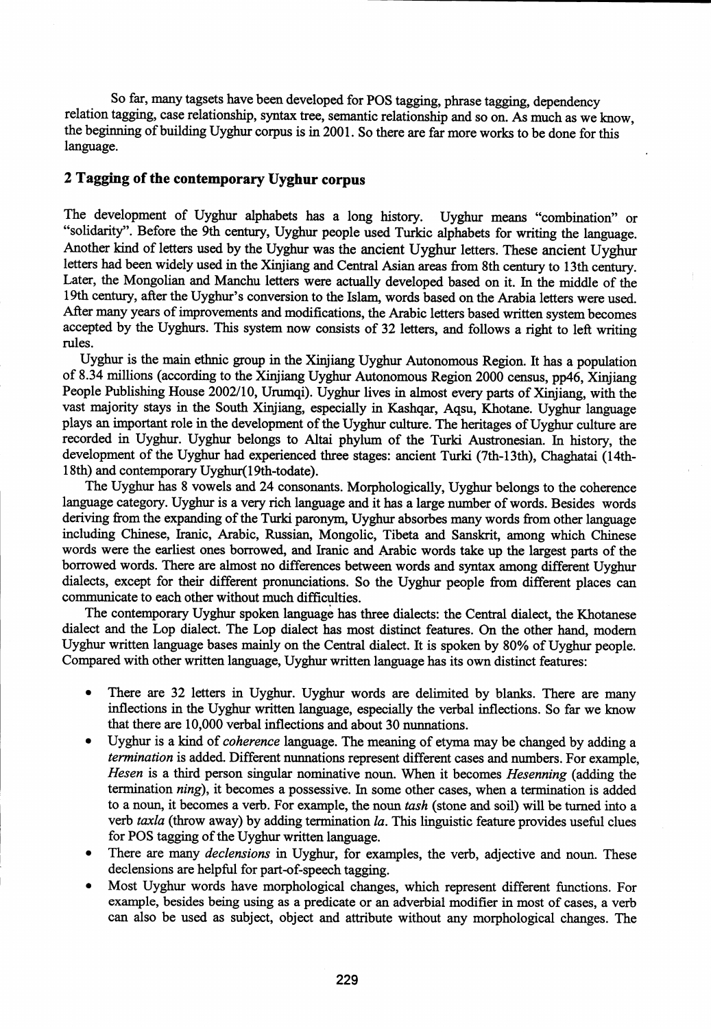So far, many tagsets have been developed for POS tagging, phrase tagging, dependency relation tagging, case relationship, syntax tree, semantic relationship and so on. As much as we know, the beginning of building Uyghur corpus is in 2001. So there are far more works to be done for this language.

## 2 Tagging of the contemporary Uyghur corpus

The development of Uyghur alphabets has a long history. Uyghur means "combination" or "solidarity". Before the 9th century, Uyghur people used Turkic alphabets for writing the language. Another kind of letters used by the Uyghur was the ancient Uyghur letters. These ancient Uyghur letters had been widely used in the Xinjiang and Central Asian areas from 8th century to 13th century. Later, the Mongolian and Manchu letters were actually developed based on it. In the middle of the 19th century, after the Uyghur's conversion to the Islam, words based on the Arabia letters were used. After many years of improvements and modifications, the Arabic letters based written system becomes accepted by the Uyghurs. This system now consists of 32 letters, and follows a right to left writing rules.

Uyghur is the main ethnic group in the Xinjiang Uyghur Autonomous Region. It has a population of 8.34 millions (according to the Xinjiang Uyghur Autonomous Region 2000 census, pp46, Xinjiang People Publishing House 2002/10, Urumqi). Uyghur lives in almost every parts of Xinjiang, with the vast majority stays in the South Xinjiang, especially in Kashqar, Aqsu, Khotane. Uyghur language plays an important role in the development of the Uyghur culture. The heritages of Uyghur culture are recorded in Uyghur. Uyghur belongs to Altai phylum of the Turki Austronesian. In history, the development of the Uyghur had experienced three stages: ancient Turki (7th-13th), Chaghatai (14th-18th) and contemporary Uyghur(19th-todate).

The Uyghur has 8 vowels and 24 consonants. Morphologically, Uyghur belongs to the coherence language category. Uyghur is a very rich language and it has a large number of words. Besides words deriving from the expanding of the Turki paronym, Uyghur absorbes many words from other language including Chinese, Iranic, Arabic, Russian, Mongolic, Tibeta and Sanskrit, among which Chinese words were the earliest ones borrowed, and Iranic and Arabic words take up the largest parts of the borrowed words. There are almost no differences between words and syntax among different Uyghur dialects, except for their different pronunciations. So the Uyghur people from different places can communicate to each other without much difficulties.

The contemporary Uyghur spoken language has three dialects: the Central dialect, the Khotanese dialect and the Lop dialect. The Lop dialect has most distinct features. On the other hand, modern Uyghur written language bases mainly on the Central dialect. It is spoken by 80% of Uyghur people. Compared with other written language, Uyghur written language has its own distinct features:

- There are 32 letters in Uyghur. Uyghur words are delimited by blanks. There are many inflections in the Uyghur written language, especially the verbal inflections. So far we know that there are 10,000 verbal inflections and about 30 nunnations.
- Uyghur is a kind of *coherence* language. The meaning of etyma may be changed by adding a *termination* is added. Different nunnations represent different cases and numbers. For example, *Hesen* is a third person singular nominative noun. When it becomes *Hesenning* (adding the termination *ning*), it becomes a possessive. In some other cases, when a termination is added to a noun, it becomes a verb. For example, the noun *tash* (stone and soil) will be turned into a verb *taxla* (throw away) by adding termination *la*. This linguistic feature provides useful clues for POS tagging of the Uyghur written language.
- There are many *declensions* in Uyghur, for examples, the verb, adjective and noun. These declensions are helpful for part-of-speech tagging.
- Most Uyghur words have morphological changes, which represent different functions. For example, besides being using as a predicate or an adverbial modifier in most of cases, a verb can also be used as subject, object and attribute without any morphological changes. The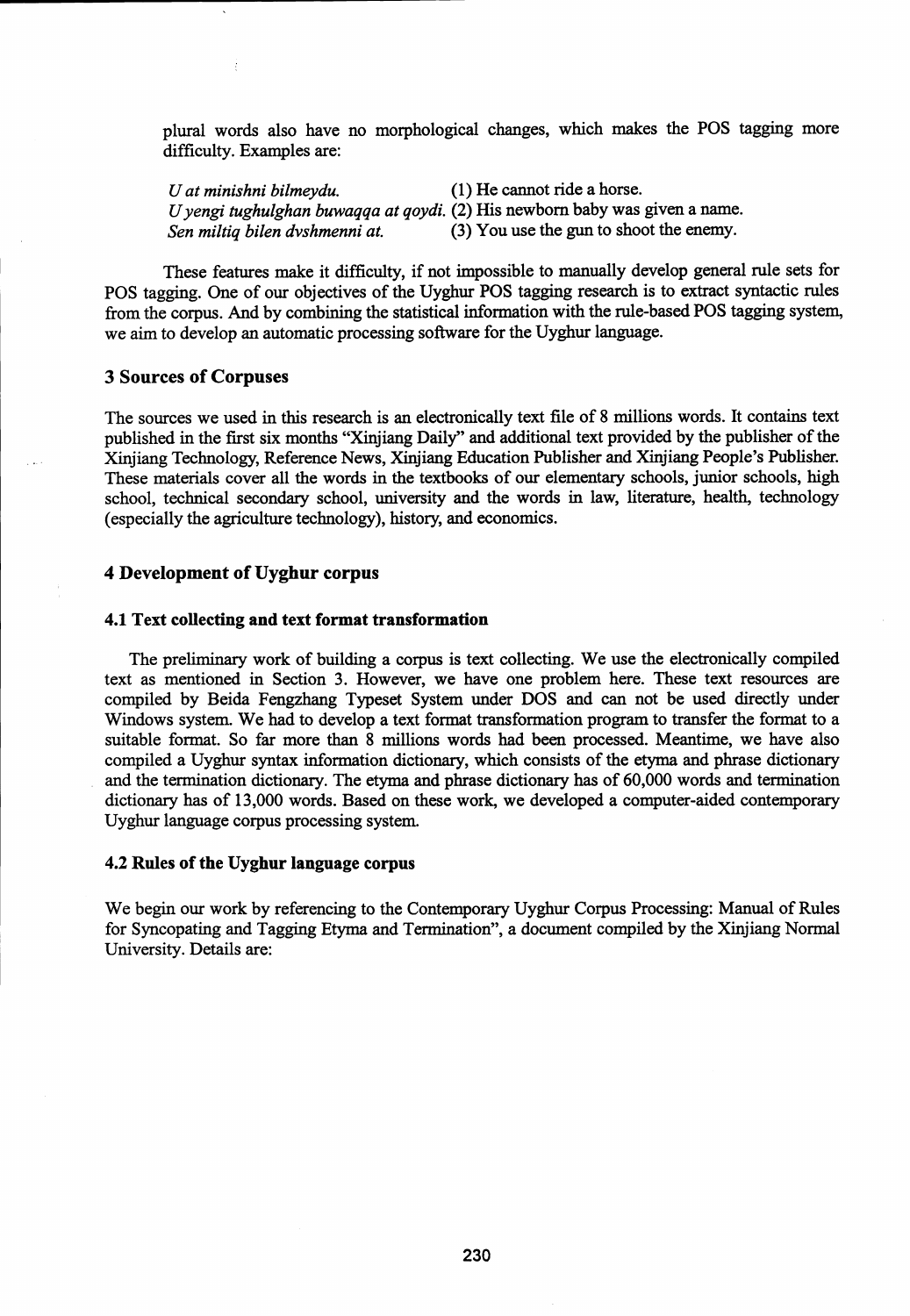plural words also have no morphological changes, which makes the POS tagging more difficulty. Examples are:

*U at minishni bilmeydu.* (1) He cannot ride a horse.
*U yengi tughulghan buwaqqa at qoydi.* (2) His newborn baby was given a name.
*Sen miltiq bilen dvshmenni at.* (3) You use the gun to shoot the enemy.

These features make it difficulty, if not impossible to manually develop general rule sets for POS tagging. One of our objectives of the Uyghur POS tagging research is to extract syntactic rules from the corpus. And by combining the statistical information with the rule-based POS tagging system, we aim to develop an automatic processing software for the Uyghur language.

## 3 Sources of Corpuses

The sources we used in this research is an electronically text file of 8 millions words. It contains text published in the first six months "Xinjiang Daily" and additional text provided by the publisher of the Xinjiang Technology, Reference News, Xinjiang Education Publisher and Xinjiang People's Publisher. These materials cover all the words in the textbooks of our elementary schools, junior schools, high school, technical secondary school, university and the words in law, literature, health, technology (especially the agriculture technology), history, and economics.

## 4 Development of Uyghur corpus

### 4.1 Text collecting and text format transformation

The preliminary work of building a corpus is text collecting. We use the electronically compiled text as mentioned in Section 3. However, we have one problem here. These text resources are compiled by Beida Fengzhang Typeset System under DOS and can not be used directly under Windows system. We had to develop a text format transformation program to transfer the format to a suitable format. So far more than 8 millions words had been processed. Meantime, we have also compiled a Uyghur syntax information dictionary, which consists of the etyma and phrase dictionary and the termination dictionary. The etyma and phrase dictionary has of 60,000 words and termination dictionary has of 13,000 words. Based on these work, we developed a computer-aided contemporary Uyghur language corpus processing system.

### 4.2 Rules of the Uyghur language corpus

We begin our work by referencing to the Contemporary Uyghur Corpus Processing: Manual of Rules for Syncopating and Tagging Etyma and Termination", a document compiled by the Xinjiang Normal University. Details are: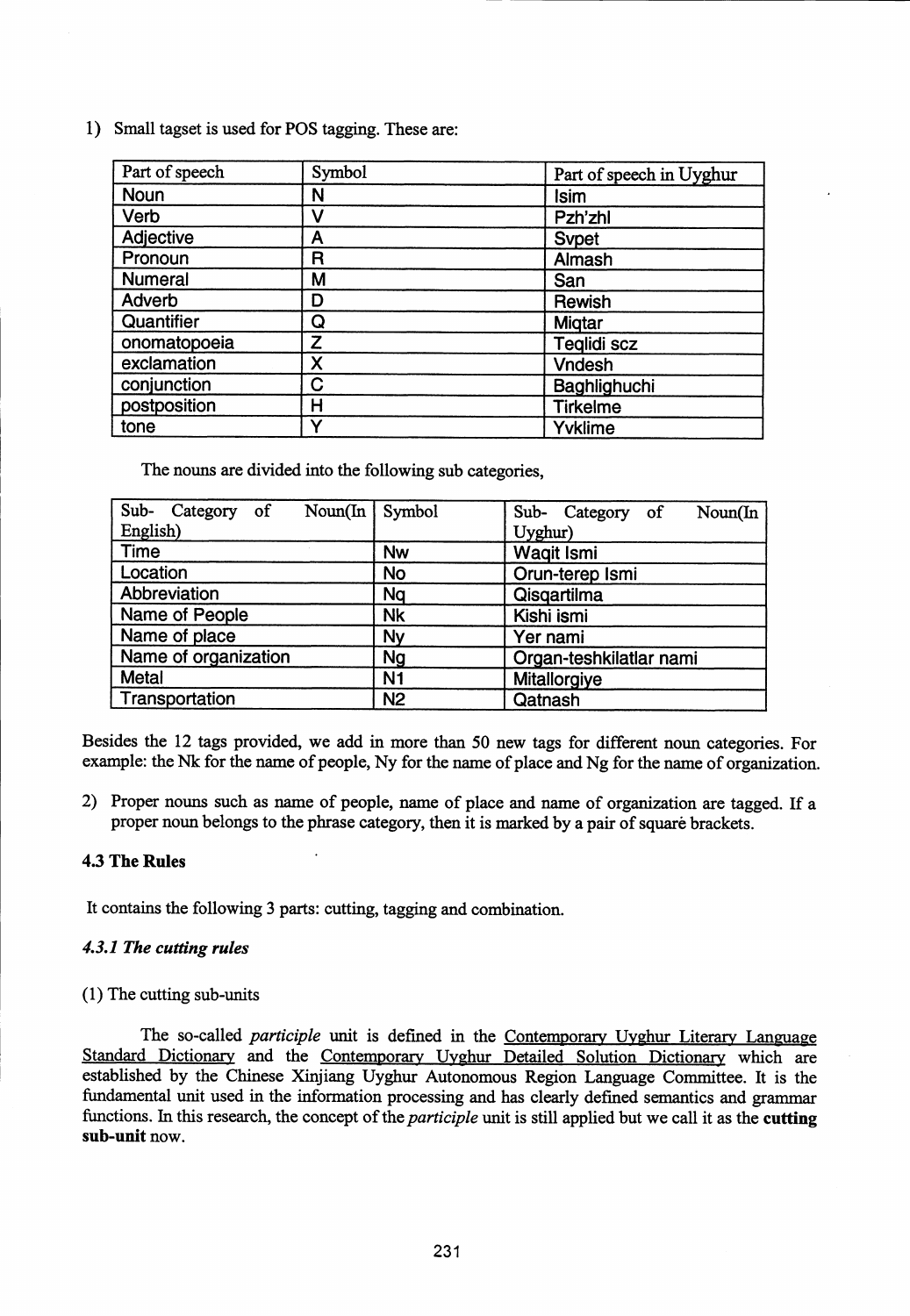1) Small tagset is used for POS tagging. These are:

| Part of speech | Symbol | Part of speech in Uyghur |
|---|---|---|
| Noun | N | Isim |
| Verb | V | Pzh'zhl |
| Adjective | A | Svpet |
| Pronoun | R | Almash |
| Numeral | M | San |
| Adverb | D | Rewish |
| Quantifier | Q | Miqtar |
| onomatopoeia | Z | Teqlidi scz |
| exclamation | X | Vndesh |
| conjunction | C | Baghlighuchi |
| postposition | H | Tirkelme |
| tone | Y | Yvklime |

The nouns are divided into the following sub categories,

| Sub- Category of Noun(In English) | Symbol | Sub- Category of Noun(In Uyghur) |
|---|---|---|
| Time | Nw | Waqit Ismi |
| Location | No | Orun-terep Ismi |
| Abbreviation | Nq | Qisqartilma |
| Name of People | Nk | Kishi ismi |
| Name of place | Ny | Yer nami |
| Name of organization | Ng | Organ-teshkilatlar nami |
| Metal | N1 | Mitallorgiye |
| Transportation | N2 | Qatnash |

Besides the 12 tags provided, we add in more than 50 new tags for different noun categories. For example: the Nk for the name of people, Ny for the name of place and Ng for the name of organization.

2) Proper nouns such as name of people, name of place and name of organization are tagged. If a proper noun belongs to the phrase category, then it is marked by a pair of square brackets.

### 4.3 The Rules

It contains the following 3 parts: cutting, tagging and combination.

#### *4.3.1 The cutting rules*

(1) The cutting sub-units

The so-called *participle* unit is defined in the Contemporary Uyghur Literary Language Standard Dictionary and the Contemporary Uyghur Detailed Solution Dictionary which are established by the Chinese Xinjiang Uyghur Autonomous Region Language Committee. It is the fundamental unit used in the information processing and has clearly defined semantics and grammar functions. In this research, the concept of the *participle* unit is still applied but we call it as the **cutting sub-unit** now.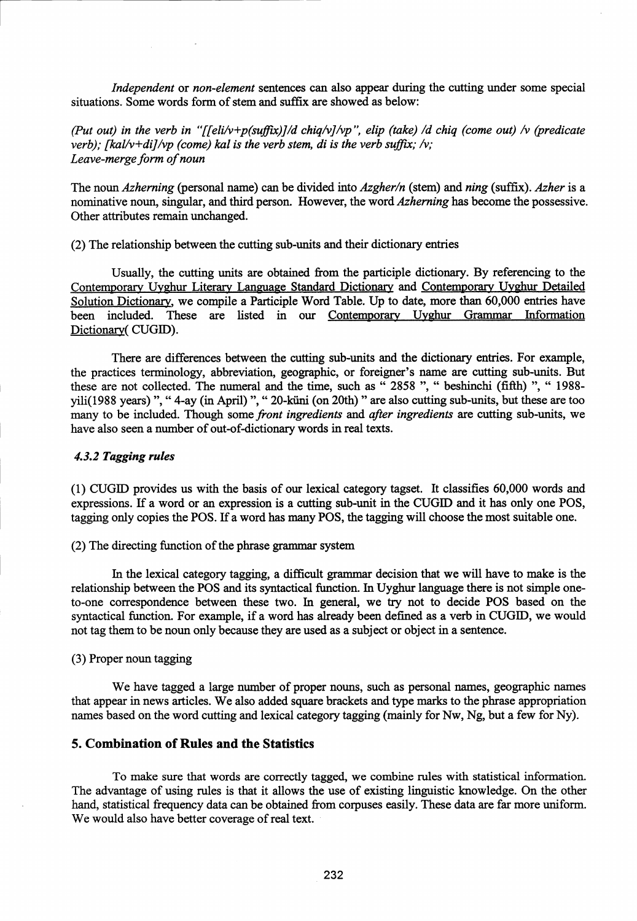*Independent* or *non-element* sentences can also appear during the cutting under some special situations. Some words form of stem and suffix are showed as below:

*(Put out) in the verb in "[[eli/v+p(suffix)]/d chiq/v]/vp", elip (take) /d chiq (come out) /v (predicate verb); [kal/v+di]/vp (come) kal is the verb stem, di is the verb suffix; /v;*
*Leave-merge form of noun*

The noun *Azherning* (personal name) can be divided into *Azgher/n* (stem) and *ning* (suffix). *Azher* is a nominative noun, singular, and third person. However, the word *Azherning* has become the possessive. Other attributes remain unchanged.

(2) The relationship between the cutting sub-units and their dictionary entries

Usually, the cutting units are obtained from the participle dictionary. By referencing to the Contemporary Uyghur Literary Language Standard Dictionary and Contemporary Uyghur Detailed Solution Dictionary, we compile a Participle Word Table. Up to date, more than 60,000 entries have been included. These are listed in our Contemporary Uyghur Grammar Information Dictionary( CUGID).

There are differences between the cutting sub-units and the dictionary entries. For example, the practices terminology, abbreviation, geographic, or foreigner's name are cutting sub-units. But these are not collected. The numeral and the time, such as " 2858 ", " beshinchi (fifth) ", " 1988-yili(1988 years) ", " 4-ay (in April) ", " 20-küni (on 20th) " are also cutting sub-units, but these are too many to be included. Though some *front ingredients* and *after ingredients* are cutting sub-units, we have also seen a number of out-of-dictionary words in real texts.

### *4.3.2 Tagging rules*

(1) CUGID provides us with the basis of our lexical category tagset. It classifies 60,000 words and expressions. If a word or an expression is a cutting sub-unit in the CUGID and it has only one POS, tagging only copies the POS. If a word has many POS, the tagging will choose the most suitable one.

(2) The directing function of the phrase grammar system

In the lexical category tagging, a difficult grammar decision that we will have to make is the relationship between the POS and its syntactical function. In Uyghur language there is not simple one-to-one correspondence between these two. In general, we try not to decide POS based on the syntactical function. For example, if a word has already been defined as a verb in CUGID, we would not tag them to be noun only because they are used as a subject or object in a sentence.

(3) Proper noun tagging

We have tagged a large number of proper nouns, such as personal names, geographic names that appear in news articles. We also added square brackets and type marks to the phrase appropriation names based on the word cutting and lexical category tagging (mainly for Nw, Ng, but a few for Ny).

## 5. Combination of Rules and the Statistics

To make sure that words are correctly tagged, we combine rules with statistical information. The advantage of using rules is that it allows the use of existing linguistic knowledge. On the other hand, statistical frequency data can be obtained from corpuses easily. These data are far more uniform. We would also have better coverage of real text.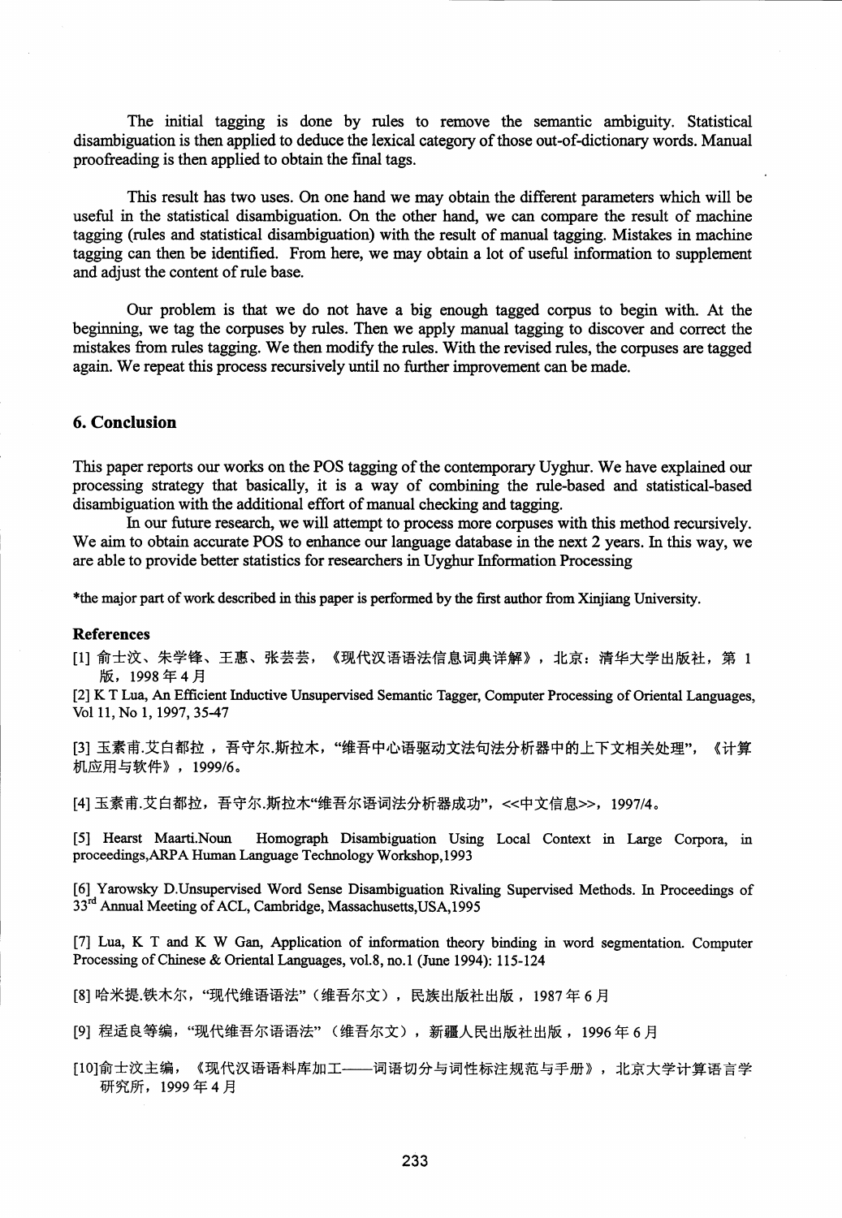The initial tagging is done by rules to remove the semantic ambiguity. Statistical disambiguation is then applied to deduce the lexical category of those out-of-dictionary words. Manual proofreading is then applied to obtain the final tags.

This result has two uses. On one hand we may obtain the different parameters which will be useful in the statistical disambiguation. On the other hand, we can compare the result of machine tagging (rules and statistical disambiguation) with the result of manual tagging. Mistakes in machine tagging can then be identified. From here, we may obtain a lot of useful information to supplement and adjust the content of rule base.

Our problem is that we do not have a big enough tagged corpus to begin with. At the beginning, we tag the corpuses by rules. Then we apply manual tagging to discover and correct the mistakes from rules tagging. We then modify the rules. With the revised rules, the corpuses are tagged again. We repeat this process recursively until no further improvement can be made.

## 6. Conclusion

This paper reports our works on the POS tagging of the contemporary Uyghur. We have explained our processing strategy that basically, it is a way of combining the rule-based and statistical-based disambiguation with the additional effort of manual checking and tagging.

In our future research, we will attempt to process more corpuses with this method recursively. We aim to obtain accurate POS to enhance our language database in the next 2 years. In this way, we are able to provide better statistics for researchers in Uyghur Information Processing

*the major part of work described in this paper is performed by the first author from Xinjiang University.

### References

[1] 俞士汶、朱学锋、王惠、张芸芸，《现代汉语语法信息词典详解》，北京：清华大学出版社，第 1 版，1998 年 4 月

[2] K T Lua, An Efficient Inductive Unsupervised Semantic Tagger, Computer Processing of Oriental Languages, Vol 11, No 1, 1997, 35-47

[3] 玉素甫.艾白都拉，吾守尔.斯拉木，"维吾中心语驱动文法句法分析器中的上下文相关处理"，《计算机应用与软件》，1999/6。

[4] 玉素甫.艾白都拉，吾守尔.斯拉木"维吾尔语词法分析器成功"，<<中文信息>>，1997/4。

[5] Hearst Maarti.Noun Homograph Disambiguation Using Local Context in Large Corpora, in proceedings,ARPA Human Language Technology Workshop,1993

[6] Yarowsky D.Unsupervised Word Sense Disambiguation Rivaling Supervised Methods. In Proceedings of 33rd Annual Meeting of ACL, Cambridge, Massachusetts,USA,1995

[7] Lua, K T and K W Gan, Application of information theory binding in word segmentation. Computer Processing of Chinese & Oriental Languages, vol.8, no.1 (June 1994): 115-124

[8] 哈米提.铁木尔，"现代维语语法"（维吾尔文），民族出版社出版，1987 年 6 月

[9] 程适良等编，"现代维吾尔语语法"（维吾尔文），新疆人民出版社出版，1996 年 6 月

[10]俞士汶主编，《现代汉语语料库加工——词语切分与词性标注规范与手册》，北京大学计算语言学研究所，1999 年 4 月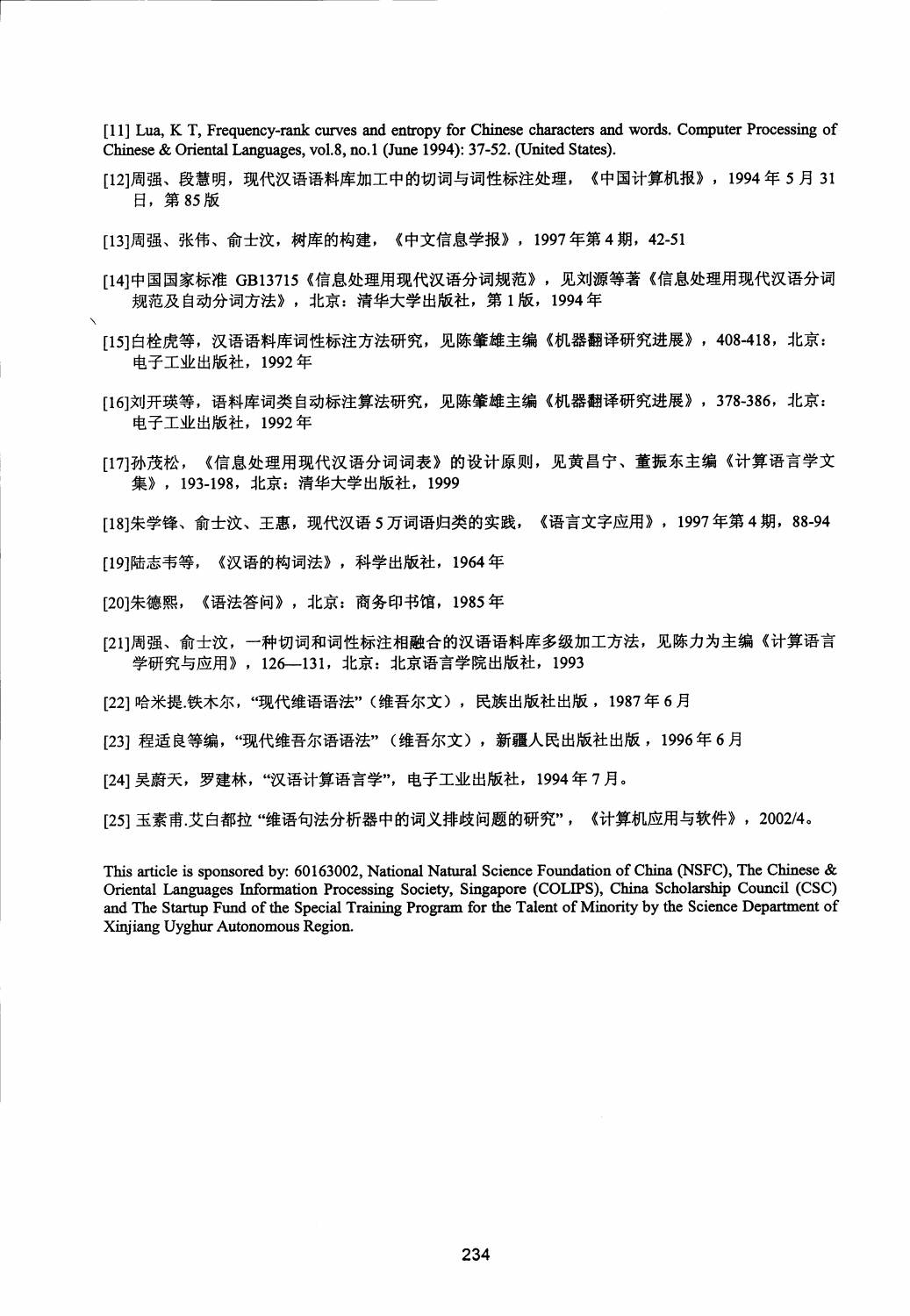[11] Lua, K T, Frequency-rank curves and entropy for Chinese characters and words. Computer Processing of Chinese & Oriental Languages, vol.8, no.1 (June 1994): 37-52. (United States).

[12]周强、段慧明，现代汉语语料库加工中的切词与词性标注处理，《中国计算机报》，1994 年 5 月 31 日，第 85 版

[13]周强、张伟、俞士汶，树库的构建，《中文信息学报》，1997 年第 4 期，42-51

[14]中国国家标准 GB13715《信息处理用现代汉语分词规范》，见刘源等著《信息处理用现代汉语分词规范及自动分词方法》，北京：清华大学出版社，第 1 版，1994 年

[15]白栓虎等，汉语语料库词性标注方法研究，见陈肇雄主编《机器翻译研究进展》，408-418，北京：电子工业出版社，1992 年

[16]刘开瑛等，语料库词类自动标注算法研究，见陈肇雄主编《机器翻译研究进展》，378-386，北京：电子工业出版社，1992 年

[17]孙茂松，《信息处理用现代汉语分词词表》的设计原则，见黄昌宁、董振东主编《计算语言学文集》，193-198，北京：清华大学出版社，1999

[18]朱学锋、俞士汶、王惠，现代汉语 5 万词语归类的实践，《语言文字应用》，1997 年第 4 期，88-94

[19]陆志韦等，《汉语的构词法》，科学出版社，1964 年

[20]朱德熙，《语法答问》，北京：商务印书馆，1985 年

[21]周强、俞士汶，一种切词和词性标注相融合的汉语语料库多级加工方法，见陈力为主编《计算语言学研究与应用》，126—131，北京：北京语言学院出版社，1993

[22] 哈米提.铁木尔，“现代维语语法”（维吾尔文），民族出版社出版，1987 年 6 月

[23] 程适良等编，“现代维吾尔语语法”（维吾尔文），新疆人民出版社出版，1996 年 6 月

[24] 吴蔚天，罗建林，“汉语计算语言学”，电子工业出版社，1994 年 7 月。

[25] 玉素甫.艾白都拉 “维语句法分析器中的词义排歧问题的研究”，《计算机应用与软件》，2002/4。

This article is sponsored by: 60163002, National Natural Science Foundation of China (NSFC), The Chinese & Oriental Languages Information Processing Society, Singapore (COLIPS), China Scholarship Council (CSC) and The Startup Fund of the Special Training Program for the Talent of Minority by the Science Department of Xinjiang Uyghur Autonomous Region.